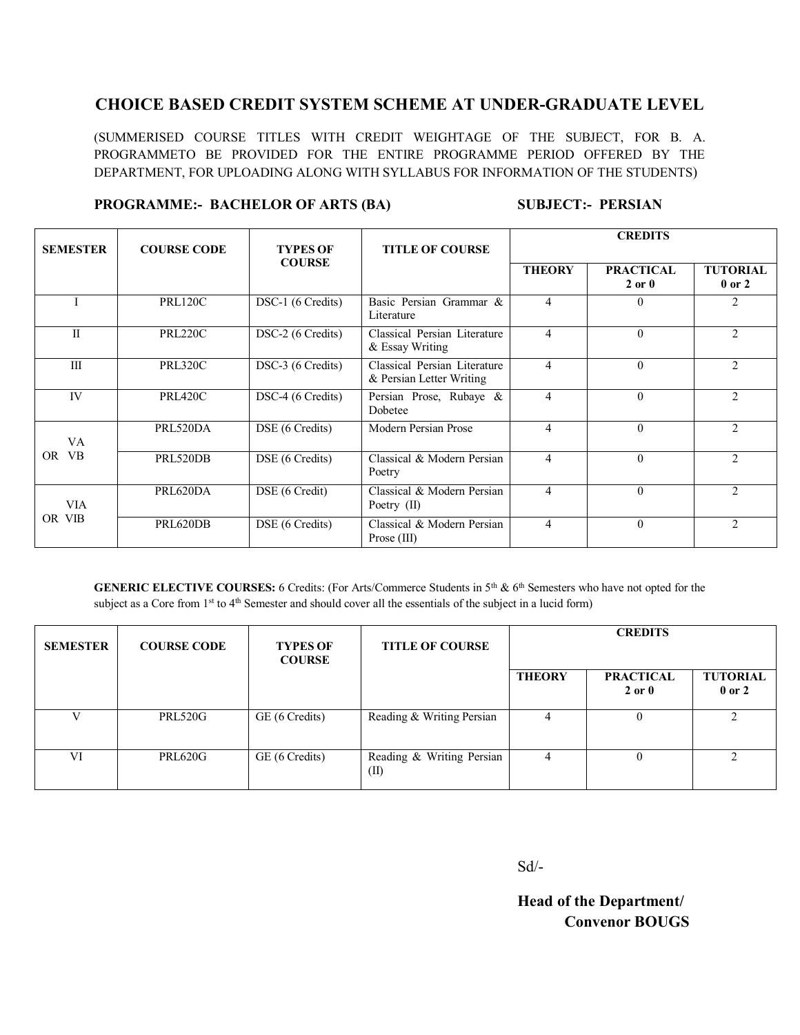# CHOICE BASED CREDIT SYSTEM SCHEME AT UNDER-GRADUATE LEVEL

(SUMMERISED COURSE TITLES WITH CREDIT WEIGHTAGE OF THE SUBJECT, FOR B. A. PROGRAMMETO BE PROVIDED FOR THE ENTIRE PROGRAMME PERIOD OFFERED BY THE DEPARTMENT, FOR UPLOADING ALONG WITH SYLLABUS FOR INFORMATION OF THE STUDENTS)

**PROGRAMME:- BACHELOR OF ARTS (BA)** **SUBJECT:- PERSIAN**

| SEMESTER | COURSE CODE | TYPES OF COURSE | TITLE OF COURSE | CREDITS | | |
|---|---|---|---|---|---|---|
| | | | | THEORY | PRACTICAL 2 or 0 | TUTORIAL 0 or 2 |
| I | PRL120C | DSC-1 (6 Credits) | Basic Persian Grammar & Literature | 4 | 0 | 2 |
| II | PRL220C | DSC-2 (6 Credits) | Classical Persian Literature & Essay Writing | 4 | 0 | 2 |
| III | PRL320C | DSC-3 (6 Credits) | Classical Persian Literature & Persian Letter Writing | 4 | 0 | 2 |
| IV | PRL420C | DSC-4 (6 Credits) | Persian Prose, Rubaye & Dobetee | 4 | 0 | 2 |
| VA OR VB | PRL520DA | DSE (6 Credits) | Modern Persian Prose | 4 | 0 | 2 |
| | PRL520DB | DSE (6 Credits) | Classical & Modern Persian Poetry | 4 | 0 | 2 |
| VIA OR VIB | PRL620DA | DSE (6 Credit) | Classical & Modern Persian Poetry (II) | 4 | 0 | 2 |
| | PRL620DB | DSE (6 Credits) | Classical & Modern Persian Prose (III) | 4 | 0 | 2 |

**GENERIC ELECTIVE COURSES:** 6 Credits: (For Arts/Commerce Students in 5th & 6th Semesters who have not opted for the subject as a Core from 1st to 4th Semester and should cover all the essentials of the subject in a lucid form)

| SEMESTER | COURSE CODE | TYPES OF COURSE | TITLE OF COURSE | CREDITS | | |
|---|---|---|---|---|---|---|
| | | | | THEORY | PRACTICAL 2 or 0 | TUTORIAL 0 or 2 |
| V | PRL520G | GE (6 Credits) | Reading & Writing Persian | 4 | 0 | 2 |
| VI | PRL620G | GE (6 Credits) | Reading & Writing Persian (II) | 4 | 0 | 2 |

Sd/-

**Head of the Department/**
**Convenor BOUGS**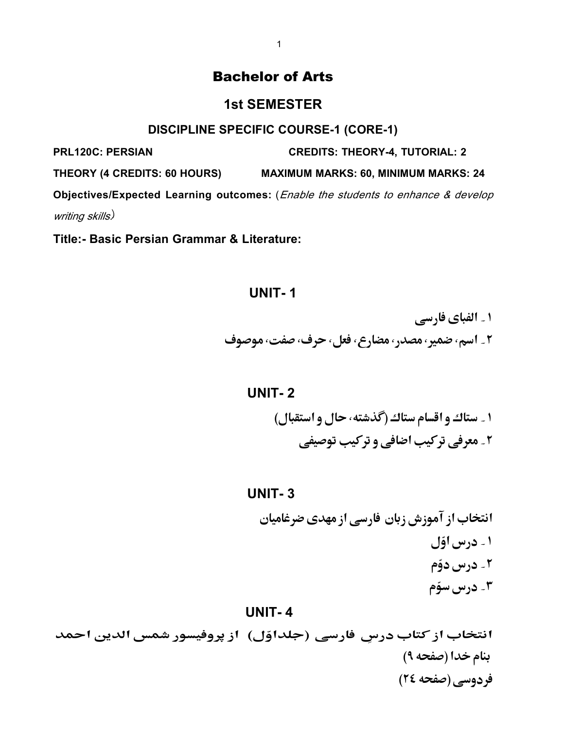# Bachelor of Arts

## 1st SEMESTER

### DISCIPLINE SPECIFIC COURSE-1 (CORE-1)

**PRL120C: PERSIAN** **CREDITS: THEORY-4, TUTORIAL: 2**

**THEORY (4 CREDITS: 60 HOURS)** **MAXIMUM MARKS: 60, MINIMUM MARKS: 24**

**Objectives/Expected Learning outcomes:** (*Enable the students to enhance & develop writing skills*)

**Title:- Basic Persian Grammar & Literature:**

## UNIT- 1

۱ـ الفبای فارسی

۲ـ اسم، ضمیر، مصدر، مضارع، فعل، حرف، صفت، موصوف

## UNIT- 2

۱ـ ستاک و اقسام ستاک (گذشته، حال و استقبال)

۲ـ معرفی ترکیب اضافی و ترکیب توصیفی

## UNIT- 3

انتخاب از آموزش زبان فارسی از مهدی ضرغامیان

۱ـ درس اوّل

۲ـ درس دوّم

۳ـ درس سوّم

## UNIT- 4

انتخاب از کتاب درسِ فارسی (جلداوّل) از پروفیسور شمس الدین احمد

بنام خدا (صفحه ۹)

فردوسی (صفحه ٢٤)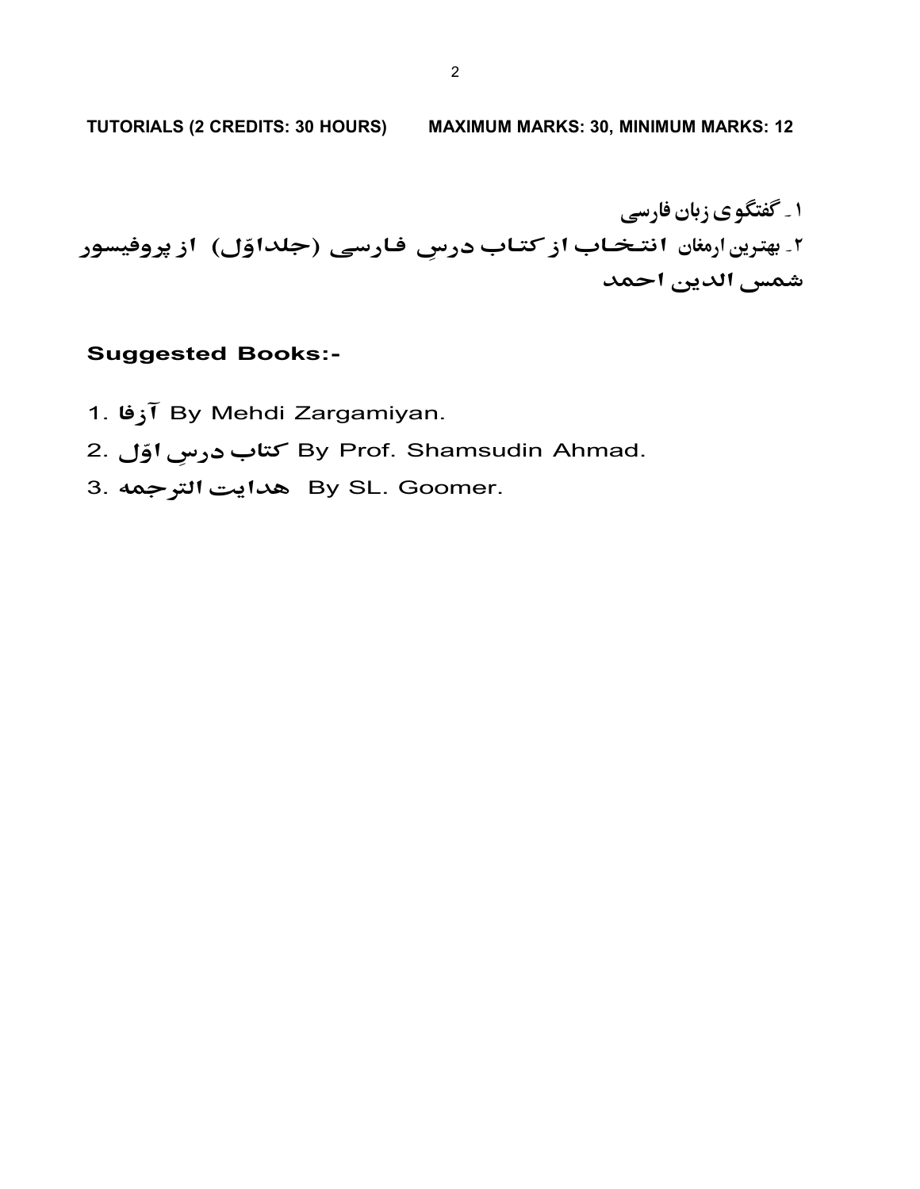**TUTORIALS (2 CREDITS: 30 HOURS) MAXIMUM MARKS: 30, MINIMUM MARKS: 12**

۱۔ گفتگوی زبان فارسی

۲۔ بهترین ارمغان انتخاب از کتاب درسِ فارسی (جلداوّل) از پروفیسور شمس الدین احمد

**Suggested Books:-**

1. آزفا By Mehdi Zargamiyan.
2. کتاب درسِ اوّل By Prof. Shamsudin Ahmad.
3. هدایت الترجمه By SL. Goomer.